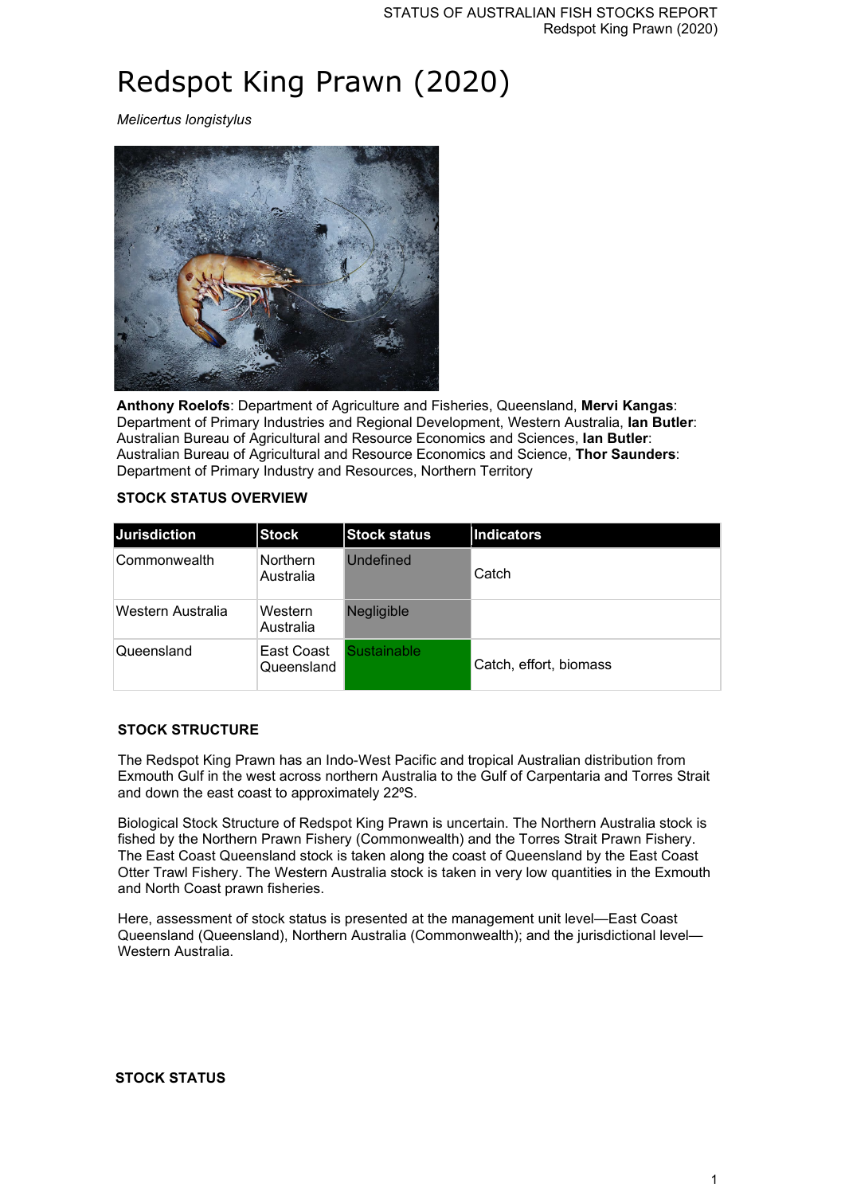# Redspot King Prawn (2020)

*Melicertus longistylus*

**Anthony Roelofs**: Department of Agriculture and Fisheries, Queensland, **Mervi Kangas**: Department of Primary Industries and Regional Development, Western Australia, **Ian Butler**: Australian Bureau of Agricultural and Resource Economics and Sciences, **Ian Butler**: Australian Bureau of Agricultural and Resource Economics and Science, **Thor Saunders**: Department of Primary Industry and Resources, Northern Territory

**STOCK STATUS OVERVIEW**

| Jurisdiction | Stock | Stock status | Indicators |
|---|---|---|---|
| Commonwealth | Northern Australia | Undefined | Catch |
| Western Australia | Western Australia | Negligible | |
| Queensland | East Coast Queensland | Sustainable | Catch, effort, biomass |

**STOCK STRUCTURE**

The Redspot King Prawn has an Indo-West Pacific and tropical Australian distribution from Exmouth Gulf in the west across northern Australia to the Gulf of Carpentaria and Torres Strait and down the east coast to approximately 22ºS.

Biological Stock Structure of Redspot King Prawn is uncertain. The Northern Australia stock is fished by the Northern Prawn Fishery (Commonwealth) and the Torres Strait Prawn Fishery. The East Coast Queensland stock is taken along the coast of Queensland by the East Coast Otter Trawl Fishery. The Western Australia stock is taken in very low quantities in the Exmouth and North Coast prawn fisheries.

Here, assessment of stock status is presented at the management unit level—East Coast Queensland (Queensland), Northern Australia (Commonwealth); and the jurisdictional level—Western Australia.

**STOCK STATUS**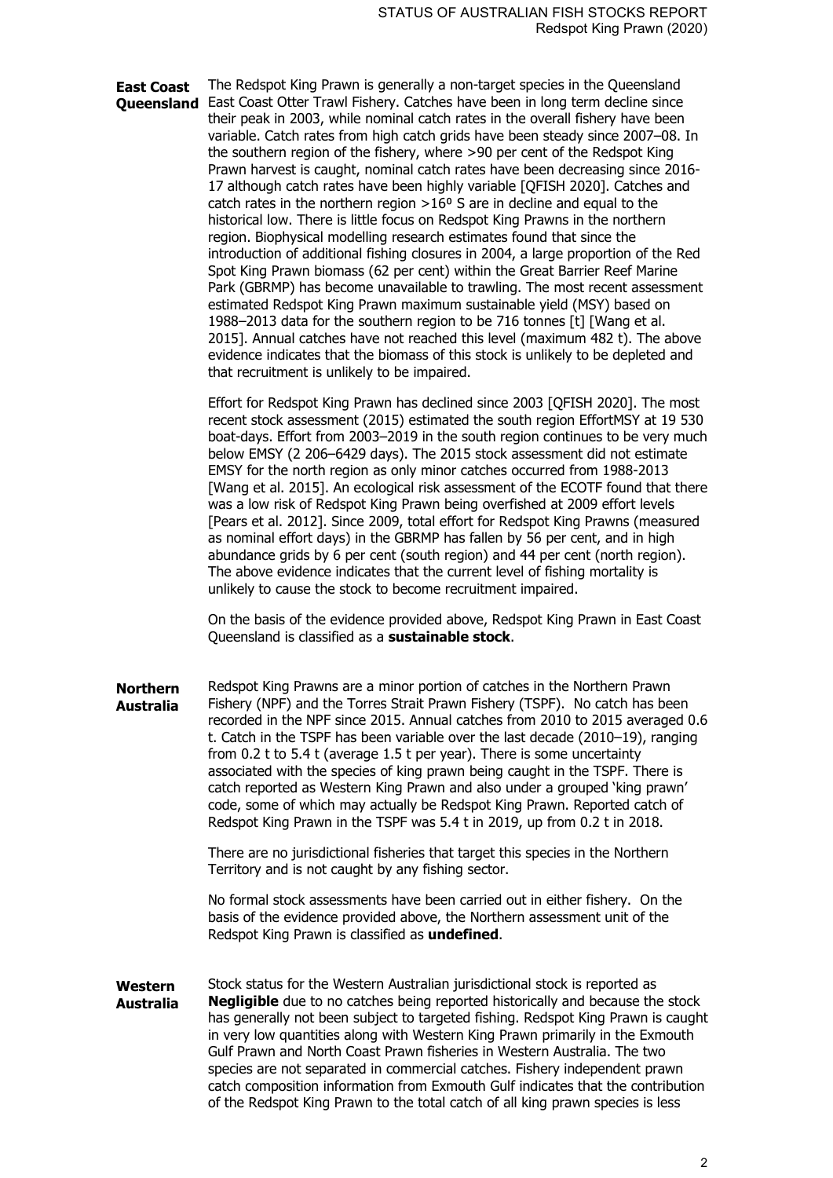**East Coast Queensland**

The Redspot King Prawn is generally a non-target species in the Queensland East Coast Otter Trawl Fishery. Catches have been in long term decline since their peak in 2003, while nominal catch rates in the overall fishery have been variable. Catch rates from high catch grids have been steady since 2007–08. In the southern region of the fishery, where >90 per cent of the Redspot King Prawn harvest is caught, nominal catch rates have been decreasing since 2016-17 although catch rates have been highly variable [QFISH 2020]. Catches and catch rates in the northern region >16º S are in decline and equal to the historical low. There is little focus on Redspot King Prawns in the northern region. Biophysical modelling research estimates found that since the introduction of additional fishing closures in 2004, a large proportion of the Red Spot King Prawn biomass (62 per cent) within the Great Barrier Reef Marine Park (GBRMP) has become unavailable to trawling. The most recent assessment estimated Redspot King Prawn maximum sustainable yield (MSY) based on 1988–2013 data for the southern region to be 716 tonnes [t] [Wang et al. 2015]. Annual catches have not reached this level (maximum 482 t). The above evidence indicates that the biomass of this stock is unlikely to be depleted and that recruitment is unlikely to be impaired.

Effort for Redspot King Prawn has declined since 2003 [QFISH 2020]. The most recent stock assessment (2015) estimated the south region EffortMSY at 19 530 boat-days. Effort from 2003–2019 in the south region continues to be very much below EMSY (2 206–6429 days). The 2015 stock assessment did not estimate EMSY for the north region as only minor catches occurred from 1988-2013 [Wang et al. 2015]. An ecological risk assessment of the ECOTF found that there was a low risk of Redspot King Prawn being overfished at 2009 effort levels [Pears et al. 2012]. Since 2009, total effort for Redspot King Prawns (measured as nominal effort days) in the GBRMP has fallen by 56 per cent, and in high abundance grids by 6 per cent (south region) and 44 per cent (north region). The above evidence indicates that the current level of fishing mortality is unlikely to cause the stock to become recruitment impaired.

On the basis of the evidence provided above, Redspot King Prawn in East Coast Queensland is classified as a **sustainable stock**.

**Northern Australia**

Redspot King Prawns are a minor portion of catches in the Northern Prawn Fishery (NPF) and the Torres Strait Prawn Fishery (TSPF). No catch has been recorded in the NPF since 2015. Annual catches from 2010 to 2015 averaged 0.6 t. Catch in the TSPF has been variable over the last decade (2010–19), ranging from 0.2 t to 5.4 t (average 1.5 t per year). There is some uncertainty associated with the species of king prawn being caught in the TSPF. There is catch reported as Western King Prawn and also under a grouped 'king prawn' code, some of which may actually be Redspot King Prawn. Reported catch of Redspot King Prawn in the TSPF was 5.4 t in 2019, up from 0.2 t in 2018.

There are no jurisdictional fisheries that target this species in the Northern Territory and is not caught by any fishing sector.

No formal stock assessments have been carried out in either fishery. On the basis of the evidence provided above, the Northern assessment unit of the Redspot King Prawn is classified as **undefined**.

**Western Australia**

Stock status for the Western Australian jurisdictional stock is reported as **Negligible** due to no catches being reported historically and because the stock has generally not been subject to targeted fishing. Redspot King Prawn is caught in very low quantities along with Western King Prawn primarily in the Exmouth Gulf Prawn and North Coast Prawn fisheries in Western Australia. The two species are not separated in commercial catches. Fishery independent prawn catch composition information from Exmouth Gulf indicates that the contribution of the Redspot King Prawn to the total catch of all king prawn species is less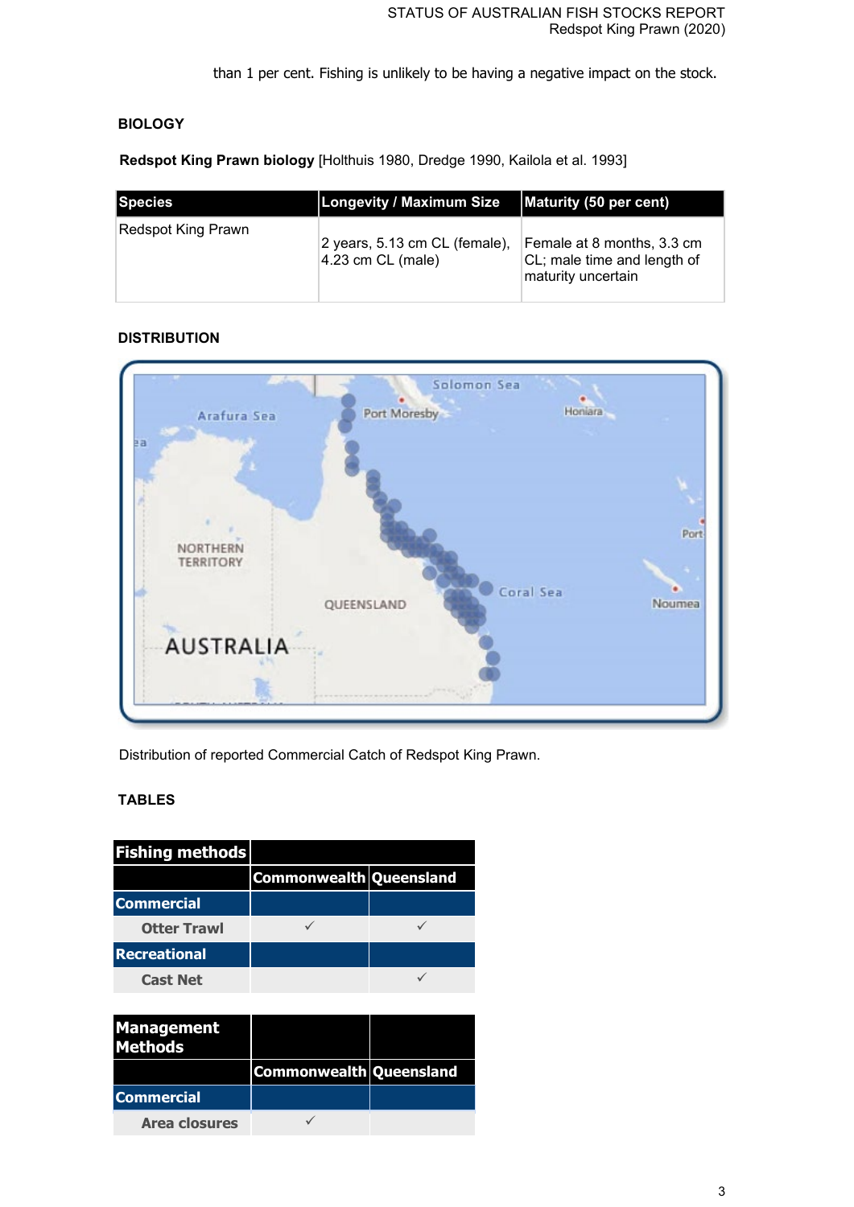than 1 per cent. Fishing is unlikely to be having a negative impact on the stock.

## BIOLOGY

**Redspot King Prawn biology** [Holthuis 1980, Dredge 1990, Kailola et al. 1993]

| Species | Longevity / Maximum Size | Maturity (50 per cent) |
|---|---|---|
| Redspot King Prawn | 2 years, 5.13 cm CL (female), 4.23 cm CL (male) | Female at 8 months, 3.3 cm CL; male time and length of maturity uncertain |

## DISTRIBUTION

Distribution of reported Commercial Catch of Redspot King Prawn.

## TABLES

| Fishing methods | | |
|---|---|---|
| | Commonwealth | Queensland |
| **Commercial** | | |
| Otter Trawl | ✓ | ✓ |
| **Recreational** | | |
| Cast Net | | ✓ |

| Management Methods | | |
|---|---|---|
| | Commonwealth | Queensland |
| **Commercial** | | |
| Area closures | ✓ | |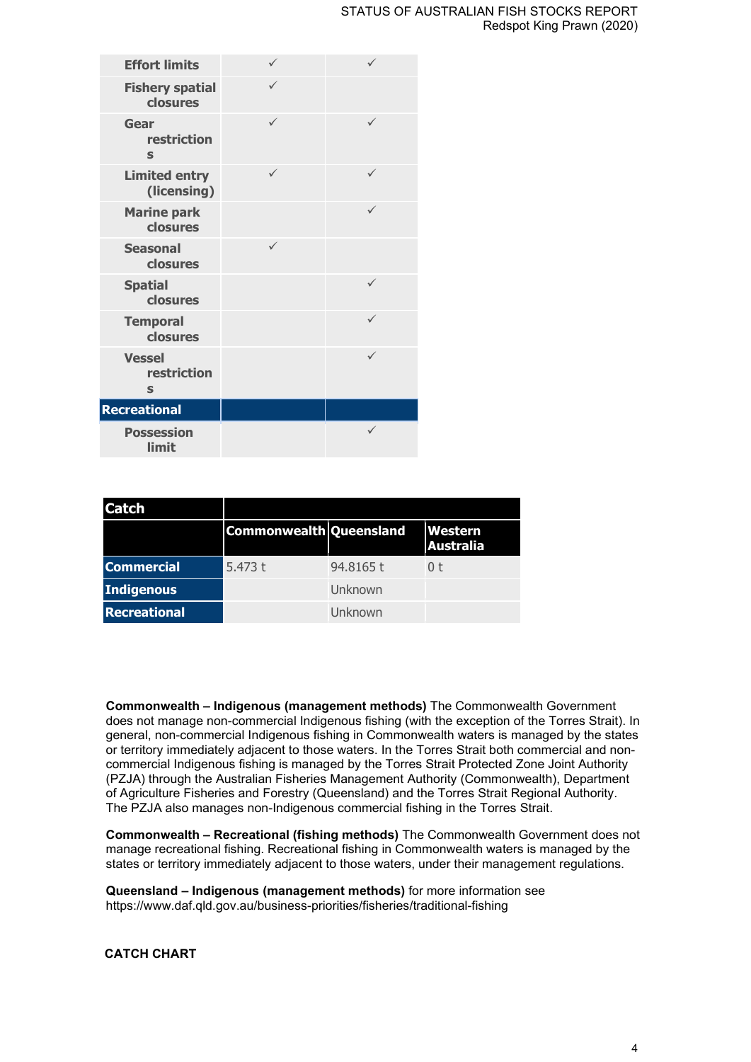| | | |
|---|---|---|
| Effort limits | ✓ | ✓ |
| Fishery spatial closures | ✓ | |
| Gear restrictions | ✓ | ✓ |
| Limited entry (licensing) | ✓ | ✓ |
| Marine park closures | | ✓ |
| Seasonal closures | ✓ | |
| Spatial closures | | ✓ |
| Temporal closures | | ✓ |
| Vessel restrictions | | ✓ |
| **Recreational** | | |
| Possession limit | | ✓ |

| Catch | | | |
|---|---|---|---|
| | Commonwealth | Queensland | Western Australia |
| Commercial | 5.473 t | 94.8165 t | 0 t |
| Indigenous | | Unknown | |
| Recreational | | Unknown | |

**Commonwealth – Indigenous (management methods)** The Commonwealth Government does not manage non-commercial Indigenous fishing (with the exception of the Torres Strait). In general, non-commercial Indigenous fishing in Commonwealth waters is managed by the states or territory immediately adjacent to those waters. In the Torres Strait both commercial and non-commercial Indigenous fishing is managed by the Torres Strait Protected Zone Joint Authority (PZJA) through the Australian Fisheries Management Authority (Commonwealth), Department of Agriculture Fisheries and Forestry (Queensland) and the Torres Strait Regional Authority. The PZJA also manages non-Indigenous commercial fishing in the Torres Strait.

**Commonwealth – Recreational (fishing methods)** The Commonwealth Government does not manage recreational fishing. Recreational fishing in Commonwealth waters is managed by the states or territory immediately adjacent to those waters, under their management regulations.

**Queensland – Indigenous (management methods)** for more information see https://www.daf.qld.gov.au/business-priorities/fisheries/traditional-fishing

**CATCH CHART**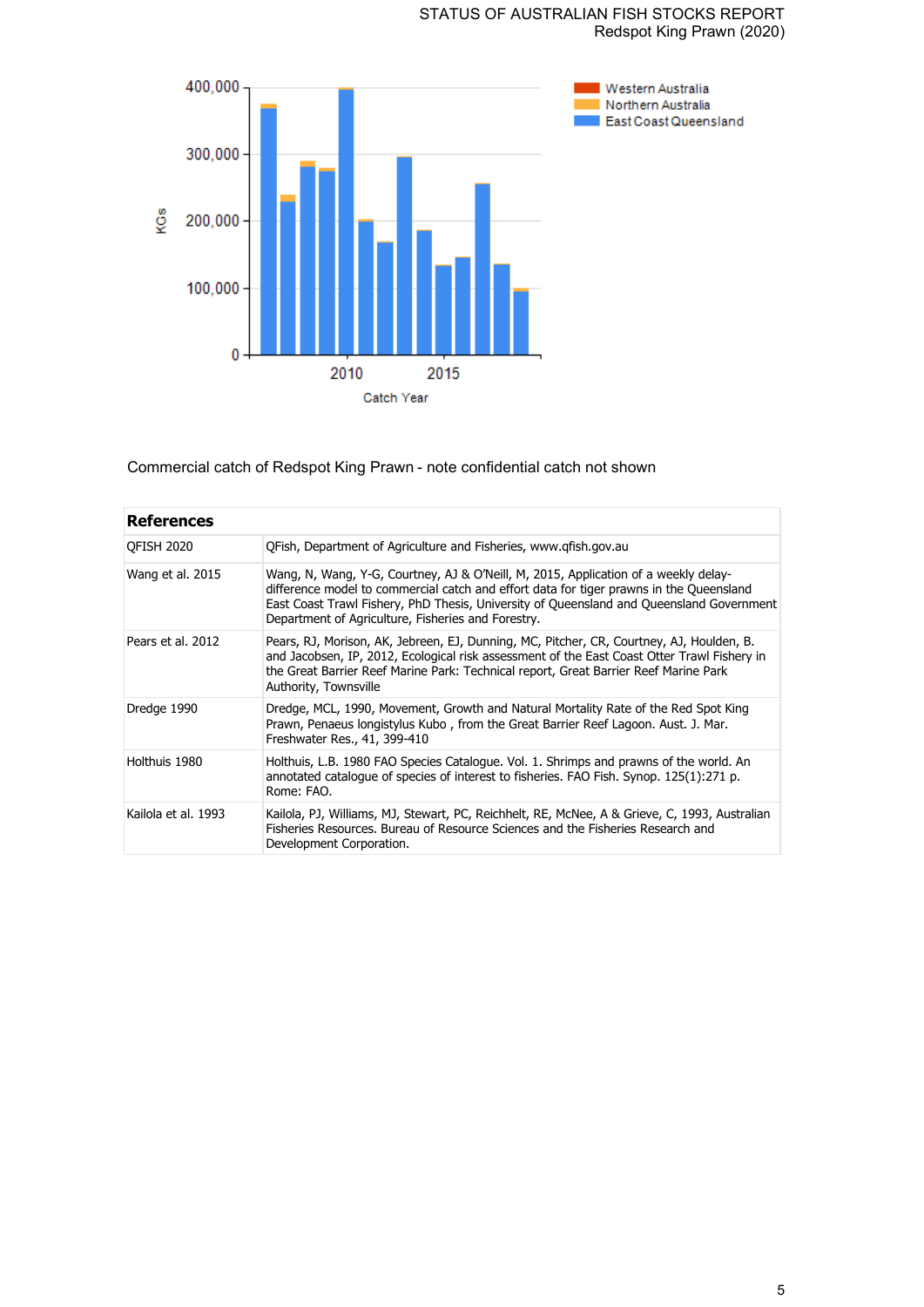400,000
300,000
200,000
100,000
0

KGs

2010
2015

Catch Year

Western Australia
Northern Australia
East Coast Queensland

Commercial catch of Redspot King Prawn - note confidential catch not shown

| References | |
|---|---|
| QFISH 2020 | QFish, Department of Agriculture and Fisheries, www.qfish.gov.au |
| Wang et al. 2015 | Wang, N, Wang, Y-G, Courtney, AJ & O'Neill, M, 2015, Application of a weekly delay-difference model to commercial catch and effort data for tiger prawns in the Queensland East Coast Trawl Fishery, PhD Thesis, University of Queensland and Queensland Government Department of Agriculture, Fisheries and Forestry. |
| Pears et al. 2012 | Pears, RJ, Morison, AK, Jebreen, EJ, Dunning, MC, Pitcher, CR, Courtney, AJ, Houlden, B. and Jacobsen, IP, 2012, Ecological risk assessment of the East Coast Otter Trawl Fishery in the Great Barrier Reef Marine Park: Technical report, Great Barrier Reef Marine Park Authority, Townsville |
| Dredge 1990 | Dredge, MCL, 1990, Movement, Growth and Natural Mortality Rate of the Red Spot King Prawn, Penaeus longistylus Kubo , from the Great Barrier Reef Lagoon. Aust. J. Mar. Freshwater Res., 41, 399-410 |
| Holthuis 1980 | Holthuis, L.B. 1980 FAO Species Catalogue. Vol. 1. Shrimps and prawns of the world. An annotated catalogue of species of interest to fisheries. FAO Fish. Synop. 125(1):271 p. Rome: FAO. |
| Kailola et al. 1993 | Kailola, PJ, Williams, MJ, Stewart, PC, Reichhelt, RE, McNee, A & Grieve, C, 1993, Australian Fisheries Resources. Bureau of Resource Sciences and the Fisheries Research and Development Corporation. |